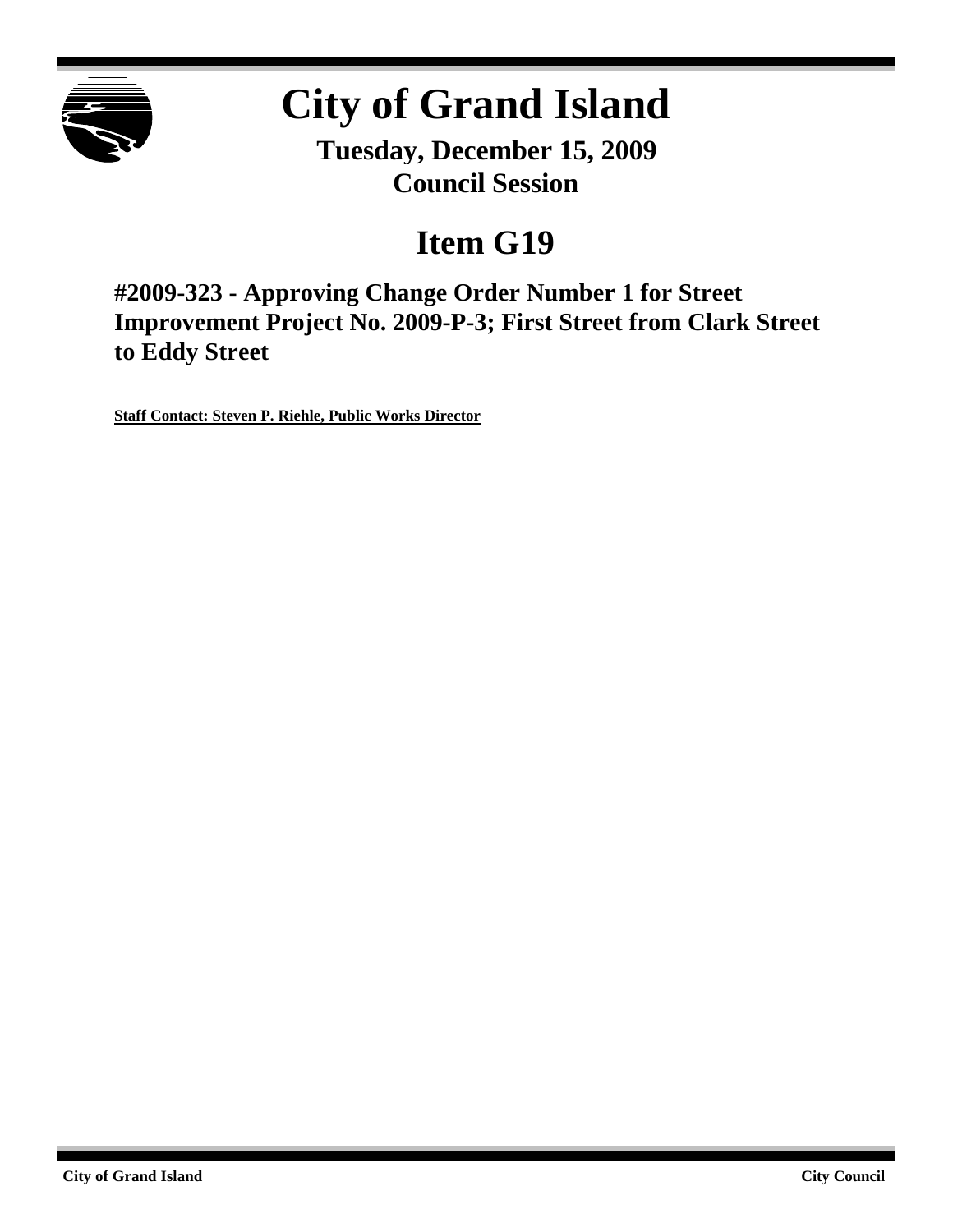# City of Grand Island

**Tuesday, December 15, 2009**
**Council Session**

## Item G19

### #2009-323 - Approving Change Order Number 1 for Street Improvement Project No. 2009-P-3; First Street from Clark Street to Eddy Street

**Staff Contact: Steven P. Riehle, Public Works Director**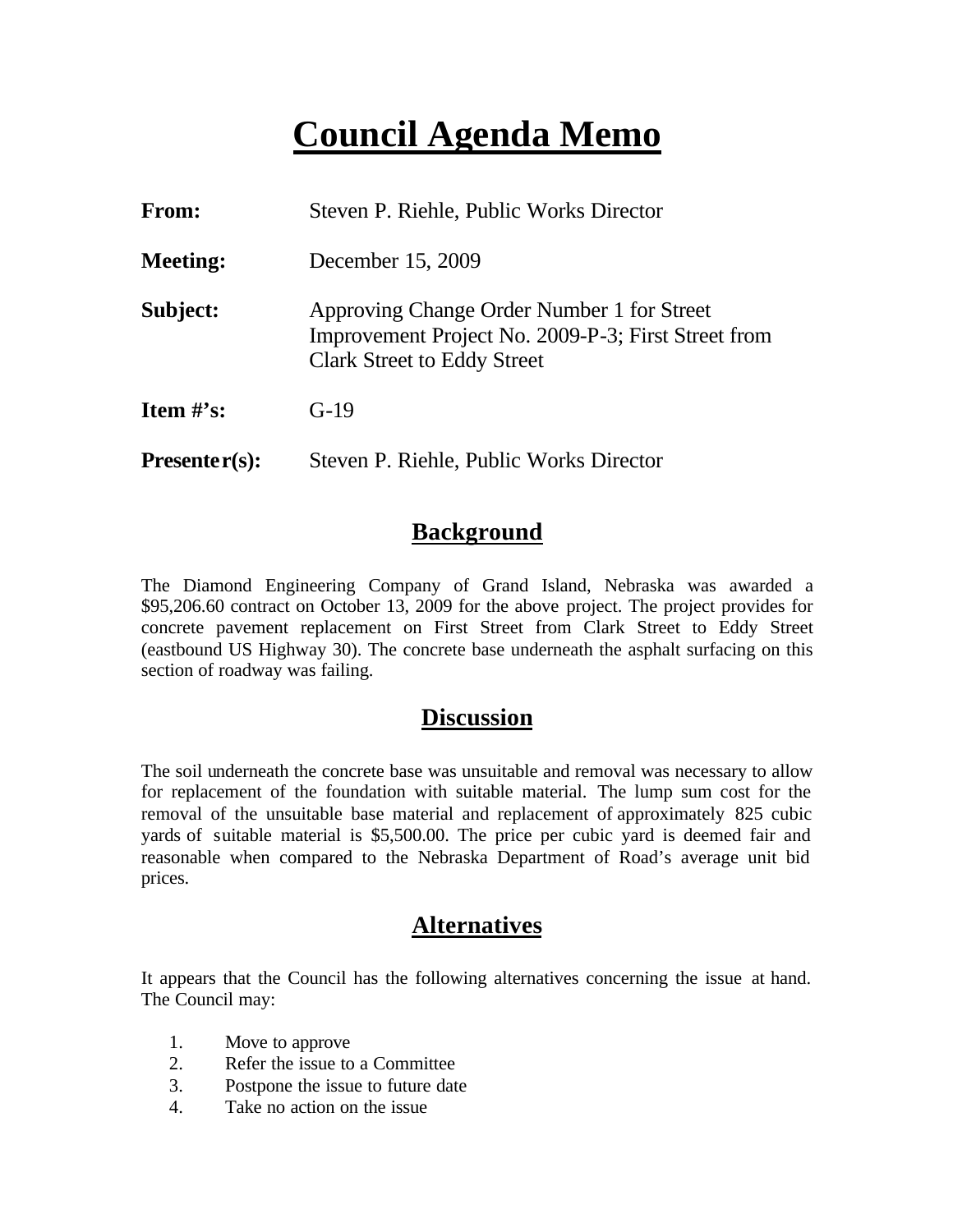# Council Agenda Memo

**From:** Steven P. Riehle, Public Works Director

**Meeting:** December 15, 2009

**Subject:** Approving Change Order Number 1 for Street Improvement Project No. 2009-P-3; First Street from Clark Street to Eddy Street

**Item #'s:** G-19

**Presenter(s):** Steven P. Riehle, Public Works Director

## Background

The Diamond Engineering Company of Grand Island, Nebraska was awarded a $95,206.60 contract on October 13, 2009 for the above project. The project provides for concrete pavement replacement on First Street from Clark Street to Eddy Street (eastbound US Highway 30). The concrete base underneath the asphalt surfacing on this section of roadway was failing.

## Discussion

The soil underneath the concrete base was unsuitable and removal was necessary to allow for replacement of the foundation with suitable material. The lump sum cost for the removal of the unsuitable base material and replacement of approximately 825 cubic yards of suitable material is $5,500.00. The price per cubic yard is deemed fair and reasonable when compared to the Nebraska Department of Road's average unit bid prices.

## Alternatives

It appears that the Council has the following alternatives concerning the issue at hand. The Council may:

1. Move to approve
2. Refer the issue to a Committee
3. Postpone the issue to future date
4. Take no action on the issue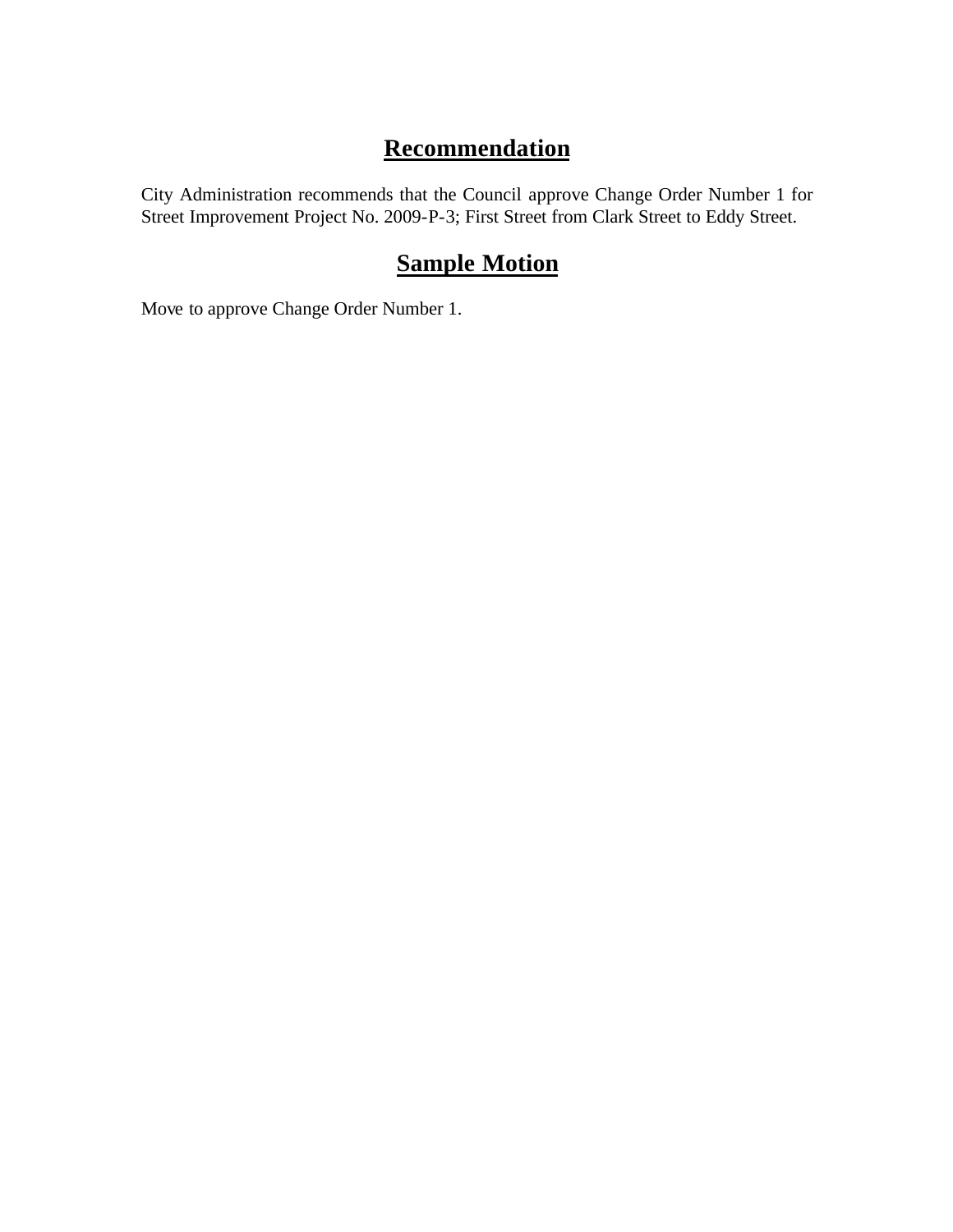## Recommendation

City Administration recommends that the Council approve Change Order Number 1 for Street Improvement Project No. 2009-P-3; First Street from Clark Street to Eddy Street.

## Sample Motion

Move to approve Change Order Number 1.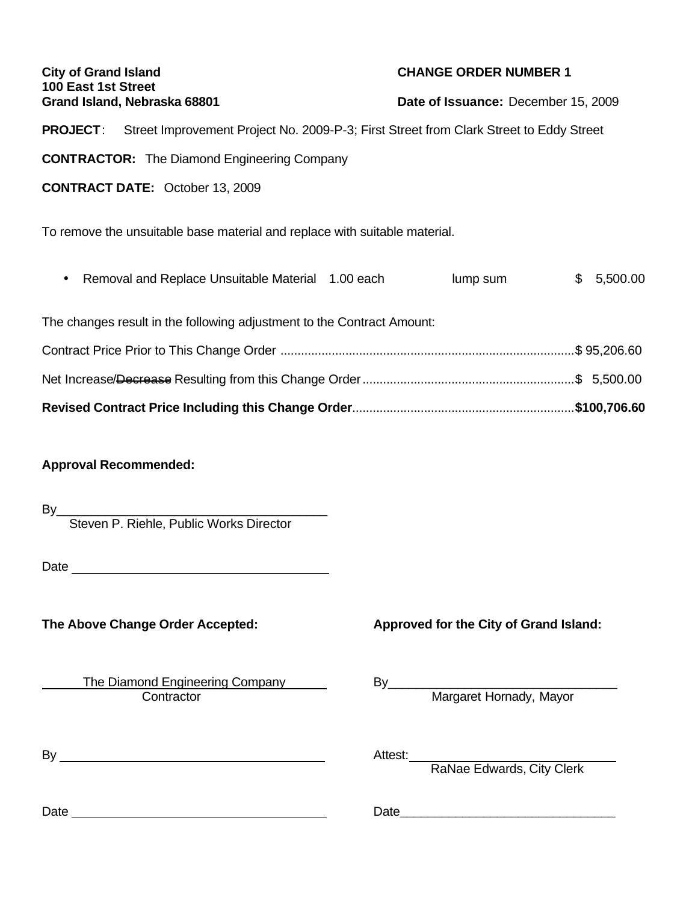**City of Grand Island**
**100 East 1st Street**
**Grand Island, Nebraska 68801**

**CHANGE ORDER NUMBER 1**

**Date of Issuance:** December 15, 2009

**PROJECT**: Street Improvement Project No. 2009-P-3; First Street from Clark Street to Eddy Street

**CONTRACTOR:** The Diamond Engineering Company

**CONTRACT DATE:** October 13, 2009

To remove the unsuitable base material and replace with suitable material.

- Removal and Replace Unsuitable Material 1.00 each lump sum $ 5,500.00

The changes result in the following adjustment to the Contract Amount:

Contract Price Prior to This Change Order ........................................ $ 95,206.60

Net Increase/~~Decrease~~ Resulting from this Change Order ........................................ $ 5,500.00

**Revised Contract Price Including this Change Order........................................ $100,706.60**

**Approval Recommended:**

By_______________________________________
Steven P. Riehle, Public Works Director

Date _____________________________________

**The Above Change Order Accepted:**

The Diamond Engineering Company
Contractor

By _______________________________________

Date _____________________________________

**Approved for the City of Grand Island:**

By_______________________________________
Margaret Hornady, Mayor

Attest: ___________________________________
RaNae Edwards, City Clerk

Date_____________________________________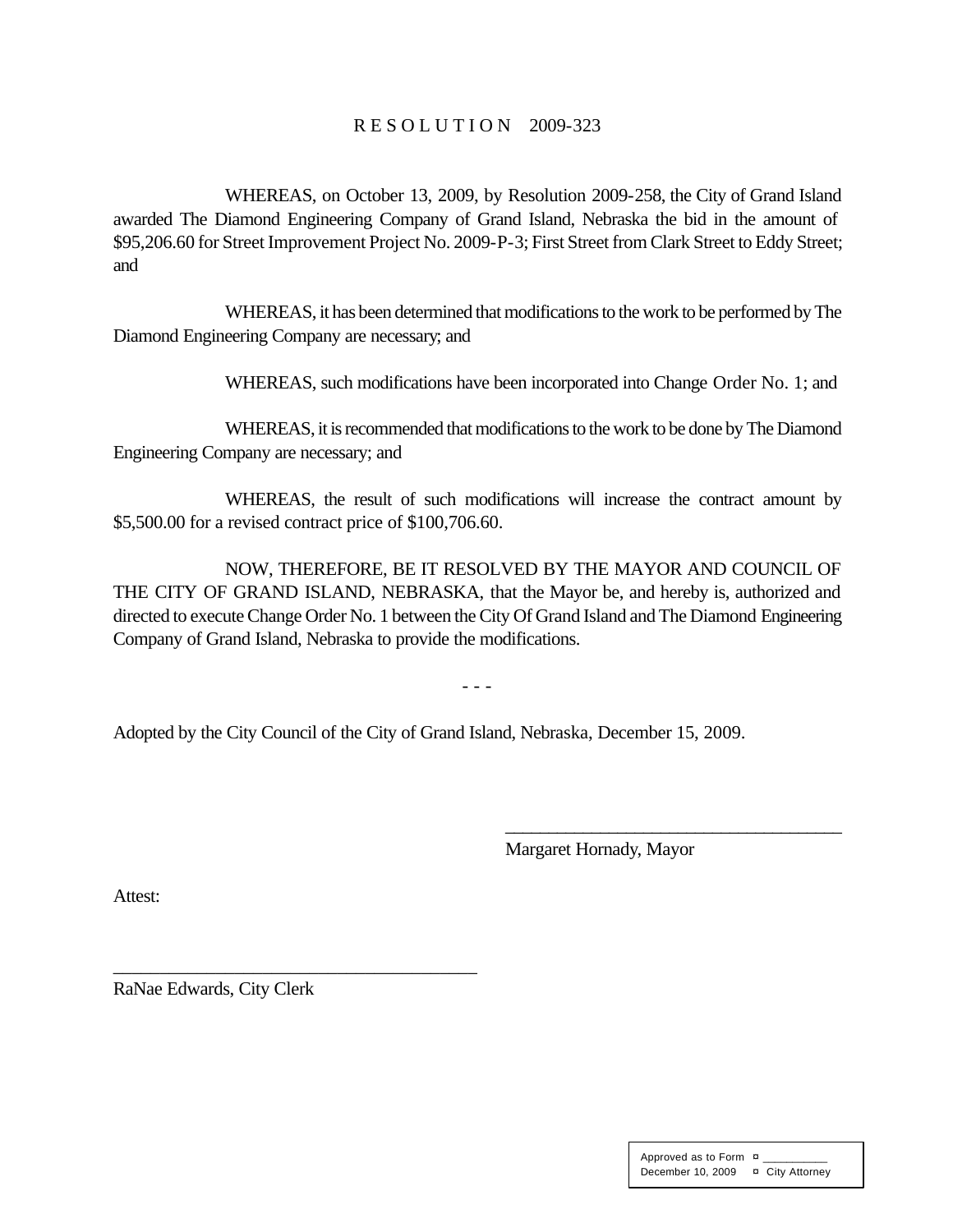# R E S O L U T I O N 2009-323

WHEREAS, on October 13, 2009, by Resolution 2009-258, the City of Grand Island awarded The Diamond Engineering Company of Grand Island, Nebraska the bid in the amount of $95,206.60 for Street Improvement Project No. 2009-P-3; First Street from Clark Street to Eddy Street; and

WHEREAS, it has been determined that modifications to the work to be performed by The Diamond Engineering Company are necessary; and

WHEREAS, such modifications have been incorporated into Change Order No. 1; and

WHEREAS, it is recommended that modifications to the work to be done by The Diamond Engineering Company are necessary; and

WHEREAS, the result of such modifications will increase the contract amount by $5,500.00 for a revised contract price of $100,706.60.

NOW, THEREFORE, BE IT RESOLVED BY THE MAYOR AND COUNCIL OF THE CITY OF GRAND ISLAND, NEBRASKA, that the Mayor be, and hereby is, authorized and directed to execute Change Order No. 1 between the City Of Grand Island and The Diamond Engineering Company of Grand Island, Nebraska to provide the modifications.

- - -

Adopted by the City Council of the City of Grand Island, Nebraska, December 15, 2009.

_____________________________________
Margaret Hornady, Mayor

Attest:

_____________________________________
RaNae Edwards, City Clerk

Approved as to Form ¤ __________
December 10, 2009 ¤ City Attorney